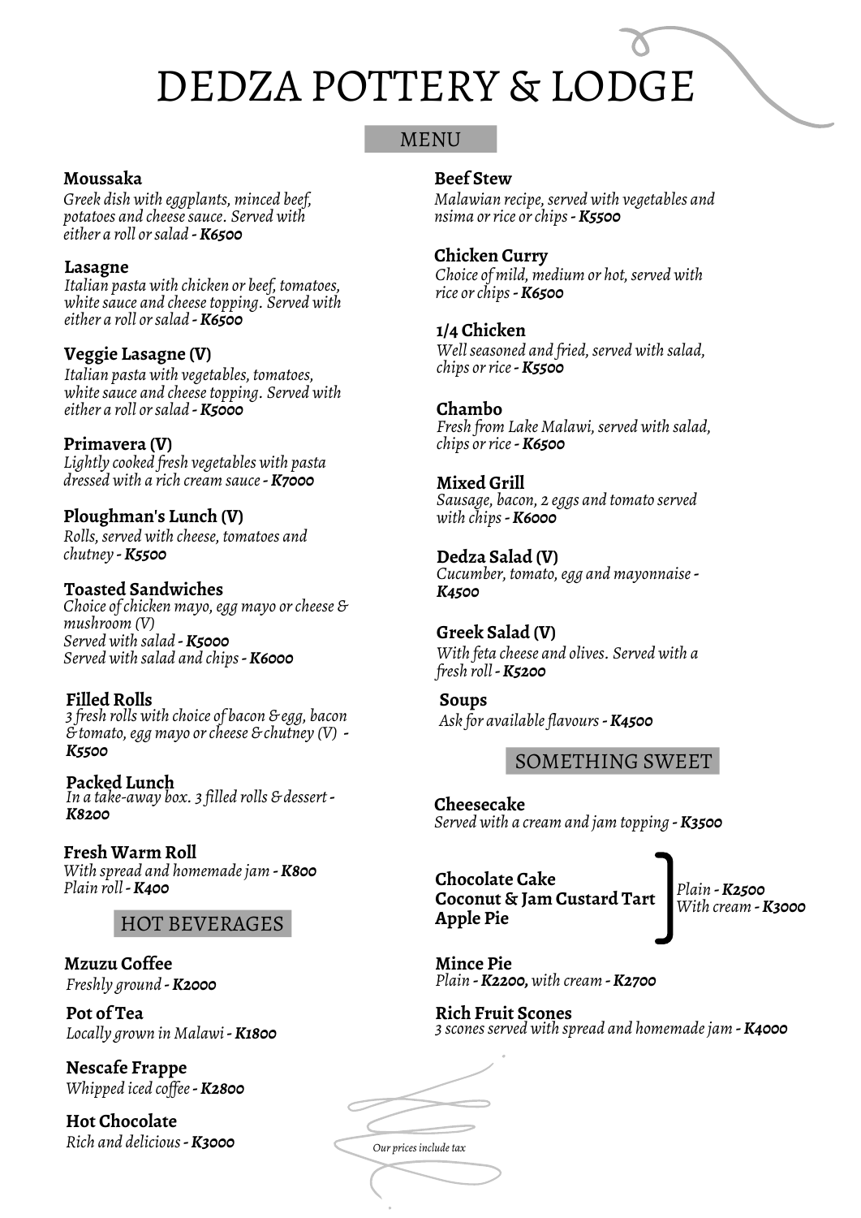# DEDZA POTTERY & LODGE

## MENU

**Moussaka**
*Greek dish with eggplants, minced beef, potatoes and cheese sauce. Served with either a roll or salad -* ***K6500***

**Lasagne**
*Italian pasta with chicken or beef, tomatoes, white sauce and cheese topping. Served with either a roll or salad -* ***K6500***

**Veggie Lasagne (V)**
*Italian pasta with vegetables, tomatoes, white sauce and cheese topping. Served with either a roll or salad -* ***K5000***

**Primavera (V)**
*Lightly cooked fresh vegetables with pasta dressed with a rich cream sauce -* ***K7000***

**Ploughman's Lunch (V)**
*Rolls, served with cheese, tomatoes and chutney -* ***K5500***

**Toasted Sandwiches**
*Choice of chicken mayo, egg mayo or cheese & mushroom (V)*
*Served with salad -* ***K5000***
*Served with salad and chips -* ***K6000***

**Filled Rolls**
*3 fresh rolls with choice of bacon & egg, bacon & tomato, egg mayo or cheese & chutney (V) -* ***K5500***

**Packed Lunch**
*In a take-away box. 3 filled rolls & dessert -* ***K8200***

**Fresh Warm Roll**
*With spread and homemade jam -* ***K800***
*Plain roll -* ***K400***

**Beef Stew**
*Malawian recipe, served with vegetables and nsima or rice or chips -* ***K5500***

**Chicken Curry**
*Choice of mild, medium or hot, served with rice or chips -* ***K6500***

**1/4 Chicken**
*Well seasoned and fried, served with salad, chips or rice -* ***K5500***

**Chambo**
*Fresh from Lake Malawi, served with salad, chips or rice -* ***K6500***

**Mixed Grill**
*Sausage, bacon, 2 eggs and tomato served with chips -* ***K6000***

**Dedza Salad (V)**
*Cucumber, tomato, egg and mayonnaise -* ***K4500***

**Greek Salad (V)**
*With feta cheese and olives. Served with a fresh roll -* ***K5200***

**Soups**
*Ask for available flavours -* ***K4500***

## HOT BEVERAGES

**Mzuzu Coffee**
*Freshly ground -* ***K2000***

**Pot of Tea**
*Locally grown in Malawi -* ***K1800***

**Nescafe Frappe**
*Whipped iced coffee -* ***K2800***

**Hot Chocolate**
*Rich and delicious -* ***K3000***

## SOMETHING SWEET

**Cheesecake**
*Served with a cream and jam topping -* ***K3500***

**Chocolate Cake**
**Coconut & Jam Custard Tart**
**Apple Pie**
*Plain -* ***K2500***
*With cream -* ***K3000***

**Mince Pie**
*Plain -* ***K2200,*** *with cream -* ***K2700***

**Rich Fruit Scones**
*3 scones served with spread and homemade jam -* ***K4000***

*Our prices include tax*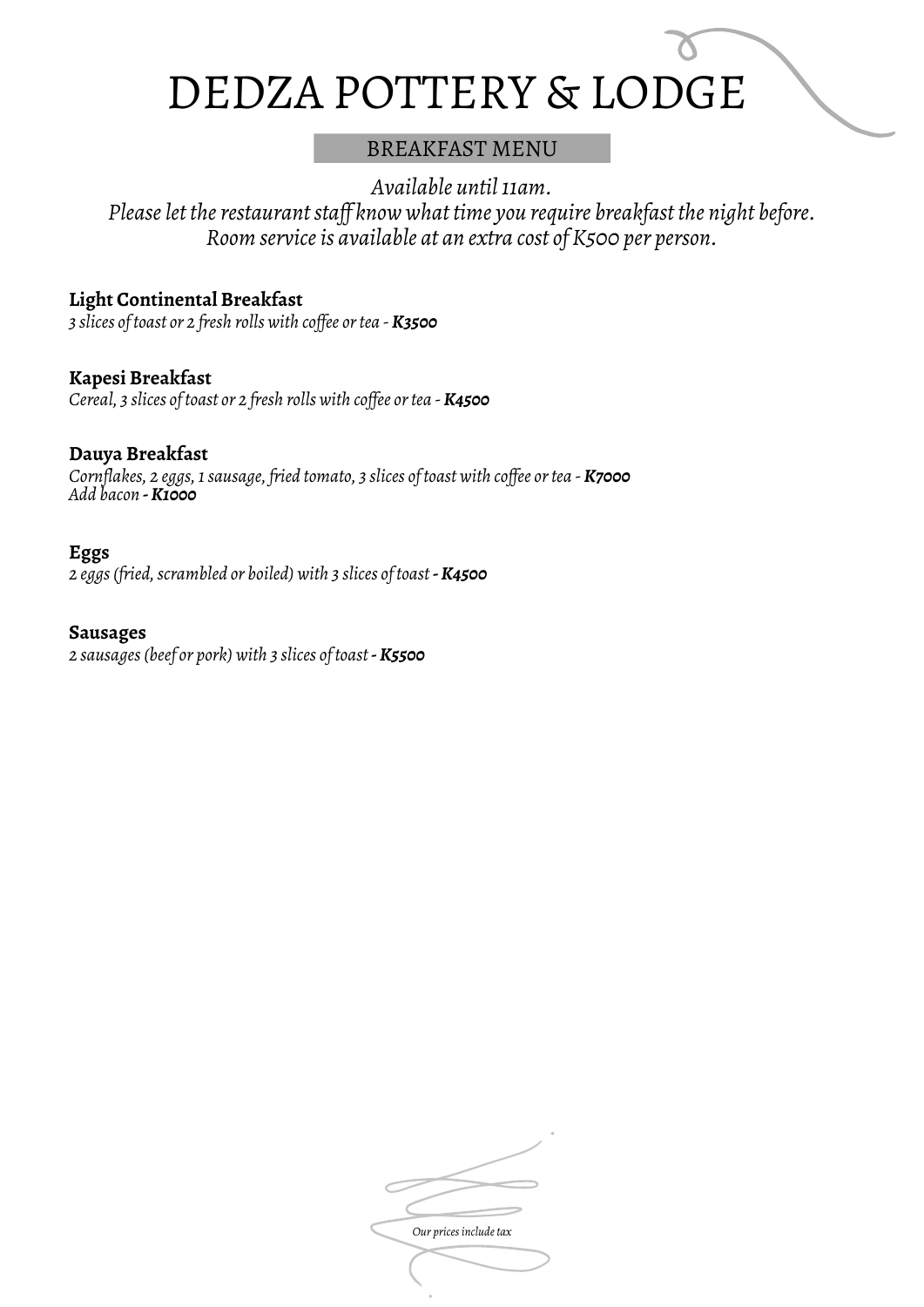# DEDZA POTTERY & LODGE

## BREAKFAST MENU

*Available until 11am.*
*Please let the restaurant staff know what time you require breakfast the night before.*
*Room service is available at an extra cost of K500 per person.*

**Light Continental Breakfast**
*3 slices of toast or 2 fresh rolls with coffee or tea - **K3500***

**Kapesi Breakfast**
*Cereal, 3 slices of toast or 2 fresh rolls with coffee or tea - **K4500***

**Dauya Breakfast**
*Cornflakes, 2 eggs, 1 sausage, fried tomato, 3 slices of toast with coffee or tea - **K7000***
*Add bacon **- K1000***

**Eggs**
*2 eggs (fried, scrambled or boiled) with 3 slices of toast **- K4500***

**Sausages**
*2 sausages (beef or pork) with 3 slices of toast **- K5500***

*Our prices include tax*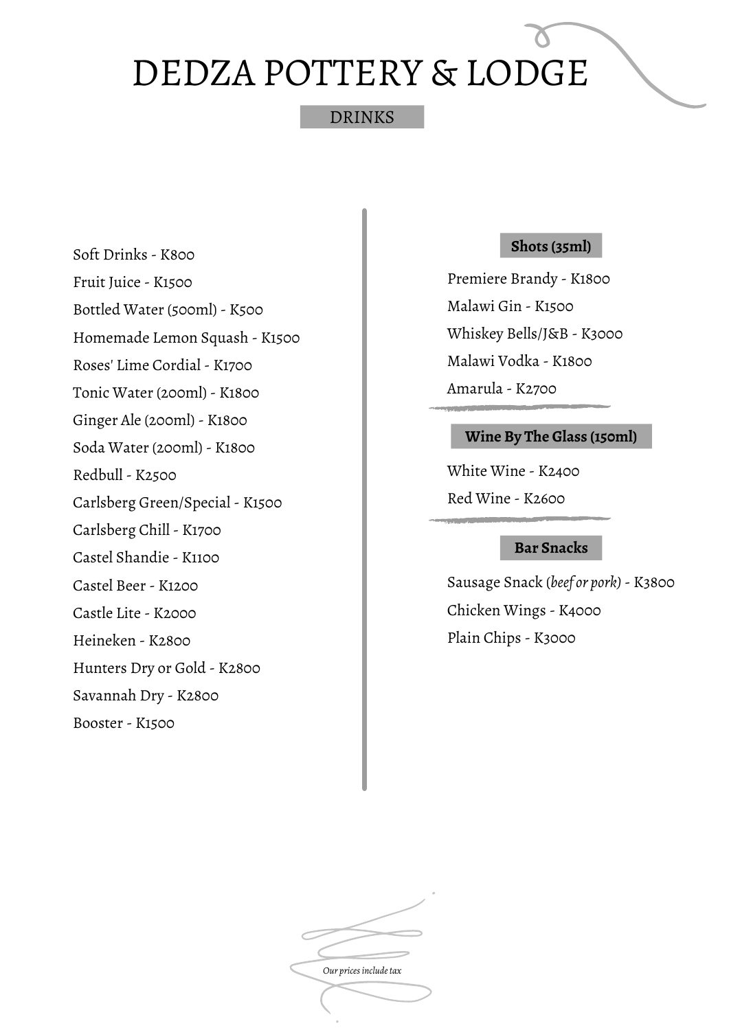# DEDZA POTTERY & LODGE

## DRINKS

Soft Drinks - K800
Fruit Juice - K1500
Bottled Water (500ml) - K500
Homemade Lemon Squash - K1500
Roses' Lime Cordial - K1700
Tonic Water (200ml) - K1800
Ginger Ale (200ml) - K1800
Soda Water (200ml) - K1800
Redbull - K2500
Carlsberg Green/Special - K1500
Carlsberg Chill - K1700
Castel Shandie - K1100
Castel Beer - K1200
Castle Lite - K2000
Heineken - K2800
Hunters Dry or Gold - K2800
Savannah Dry - K2800
Booster - K1500

### Shots (35ml)

Premiere Brandy - K1800
Malawi Gin - K1500
Whiskey Bells/J&B - K3000
Malawi Vodka - K1800
Amarula - K2700

### Wine By The Glass (150ml)

White Wine - K2400
Red Wine - K2600

### Bar Snacks

Sausage Snack *(beef or pork)* - K3800
Chicken Wings - K4000
Plain Chips - K3000

*Our prices include tax*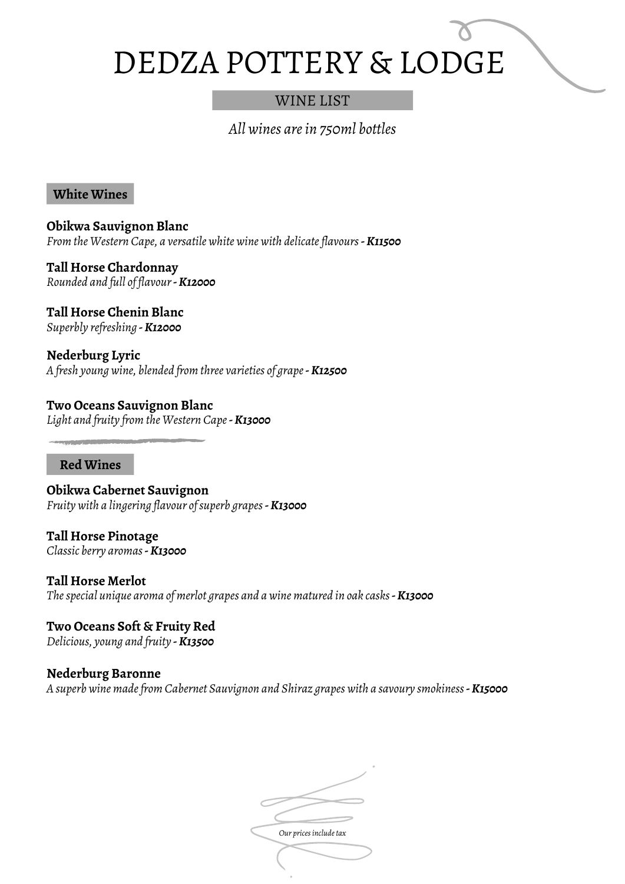# DEDZA POTTERY & LODGE

## WINE LIST

*All wines are in 750ml bottles*

### White Wines

**Obikwa Sauvignon Blanc**
*From the Western Cape, a versatile white wine with delicate flavours* ***- K11500***

**Tall Horse Chardonnay**
*Rounded and full of flavour* ***- K12000***

**Tall Horse Chenin Blanc**
*Superbly refreshing* ***- K12000***

**Nederburg Lyric**
*A fresh young wine, blended from three varieties of grape* ***- K12500***

**Two Oceans Sauvignon Blanc**
*Light and fruity from the Western Cape* ***- K13000***

### Red Wines

**Obikwa Cabernet Sauvignon**
*Fruity with a lingering flavour of superb grapes* ***- K13000***

**Tall Horse Pinotage**
*Classic berry aromas* ***- K13000***

**Tall Horse Merlot**
*The special unique aroma of merlot grapes and a wine matured in oak casks* ***- K13000***

**Two Oceans Soft & Fruity Red**
*Delicious, young and fruity* ***- K13500***

**Nederburg Baronne**
*A superb wine made from Cabernet Sauvignon and Shiraz grapes with a savoury smokiness* ***- K15000***

*Our prices include tax*